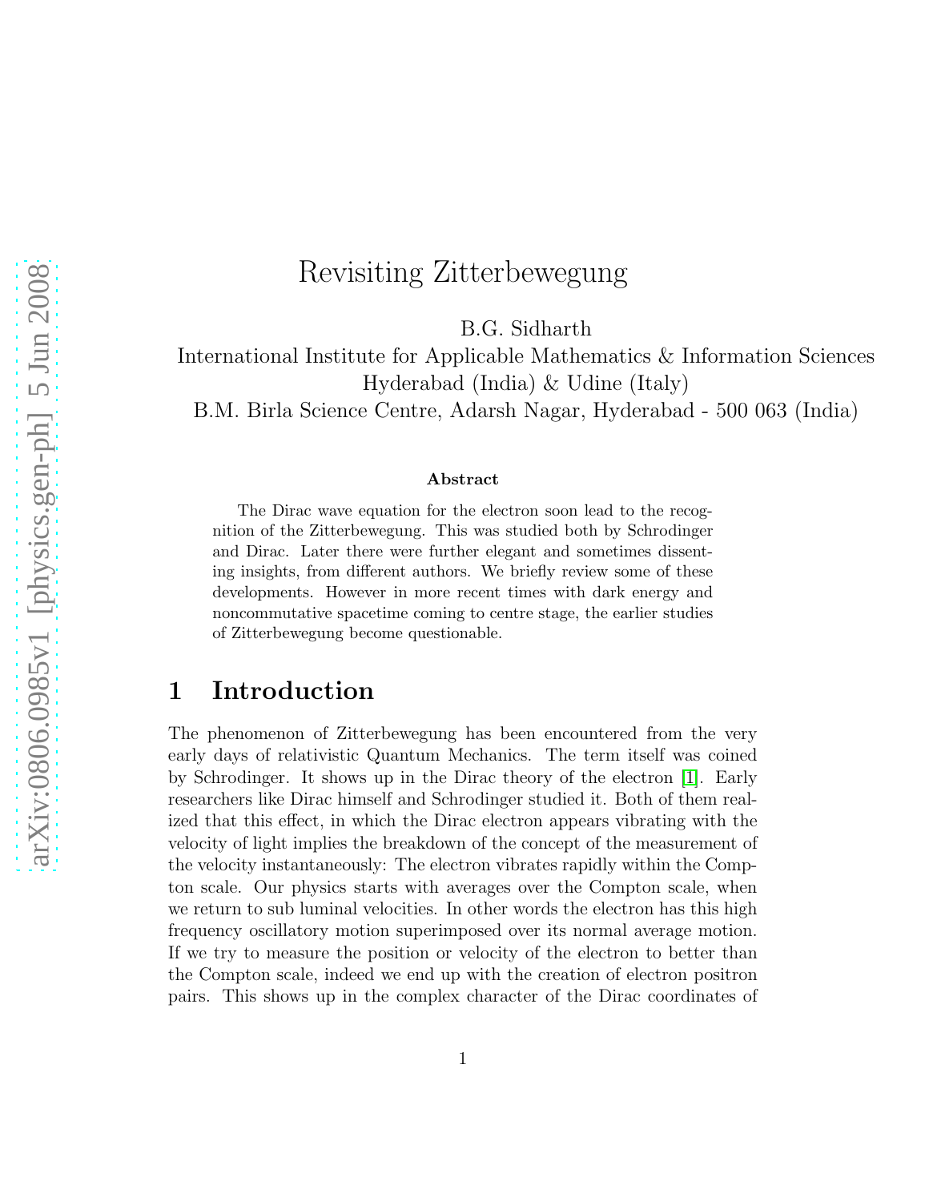# Revisiting Zitterbewegung

B.G. Sidharth

International Institute for Applicable Mathematics & Information Sciences
Hyderabad (India) & Udine (Italy)

B.M. Birla Science Centre, Adarsh Nagar, Hyderabad - 500 063 (India)

### Abstract

The Dirac wave equation for the electron soon lead to the recognition of the Zitterbewegung. This was studied both by Schrodinger and Dirac. Later there were further elegant and sometimes dissenting insights, from different authors. We briefly review some of these developments. However in more recent times with dark energy and noncommutative spacetime coming to centre stage, the earlier studies of Zitterbewegung become questionable.

## 1 Introduction

The phenomenon of Zitterbewegung has been encountered from the very early days of relativistic Quantum Mechanics. The term itself was coined by Schrodinger. It shows up in the Dirac theory of the electron [1]. Early researchers like Dirac himself and Schrodinger studied it. Both of them realized that this effect, in which the Dirac electron appears vibrating with the velocity of light implies the breakdown of the concept of the measurement of the velocity instantaneously: The electron vibrates rapidly within the Compton scale. Our physics starts with averages over the Compton scale, when we return to sub luminal velocities. In other words the electron has this high frequency oscillatory motion superimposed over its normal average motion. If we try to measure the position or velocity of the electron to better than the Compton scale, indeed we end up with the creation of electron positron pairs. This shows up in the complex character of the Dirac coordinates of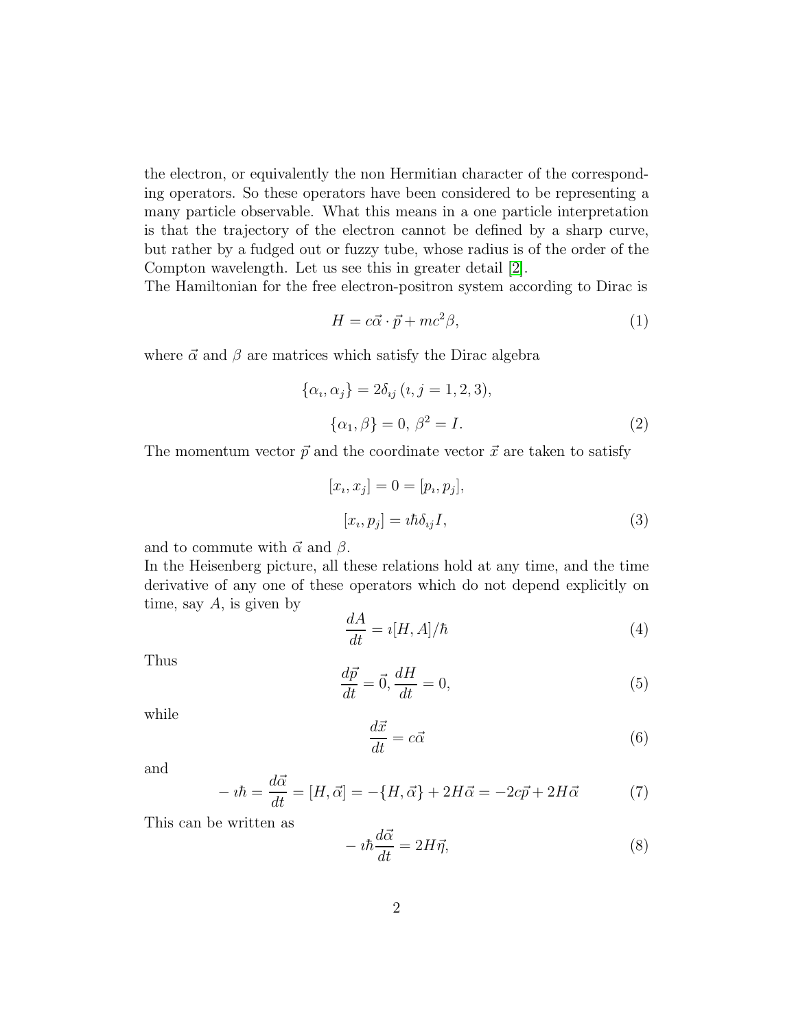the electron, or equivalently the non Hermitian character of the corresponding operators. So these operators have been considered to be representing a many particle observable. What this means in a one particle interpretation is that the trajectory of the electron cannot be defined by a sharp curve, but rather by a fudged out or fuzzy tube, whose radius is of the order of the Compton wavelength. Let us see this in greater detail [2].

The Hamiltonian for the free electron-positron system according to Dirac is

$$H = c\vec{\alpha} \cdot \vec{p} + mc^2 \beta, \tag{1}$$

where $\vec{\alpha}$ and $\beta$ are matrices which satisfy the Dirac algebra

$$\{\alpha_\imath, \alpha_\jmath\} = 2\delta_{\imath\jmath} \, (\imath, \jmath = 1, 2, 3),$$
$$\{\alpha_1, \beta\} = 0, \, \beta^2 = I. \tag{2}$$

The momentum vector $\vec{p}$ and the coordinate vector $\vec{x}$ are taken to satisfy

$$[x_\imath, x_\jmath] = 0 = [p_\imath, p_\jmath],$$
$$[x_\imath, p_\jmath] = \imath\hbar\delta_{\imath\jmath} I, \tag{3}$$

and to commute with $\vec{\alpha}$ and $\beta$.

In the Heisenberg picture, all these relations hold at any time, and the time derivative of any one of these operators which do not depend explicitly on time, say $A$, is given by

$$\frac{dA}{dt} = \imath[H, A]/\hbar \tag{4}$$

Thus

$$\frac{d\vec{p}}{dt} = \vec{0}, \frac{dH}{dt} = 0, \tag{5}$$

while

$$\frac{d\vec{x}}{dt} = c\vec{\alpha} \tag{6}$$

and

$$-\imath\hbar = \frac{d\vec{\alpha}}{dt} = [H, \vec{\alpha}] = -\{H, \vec{\alpha}\} + 2H\vec{\alpha} = -2c\vec{p} + 2H\vec{\alpha} \tag{7}$$

This can be written as

$$-\imath\hbar\frac{d\vec{\alpha}}{dt} = 2H\vec{\eta}, \tag{8}$$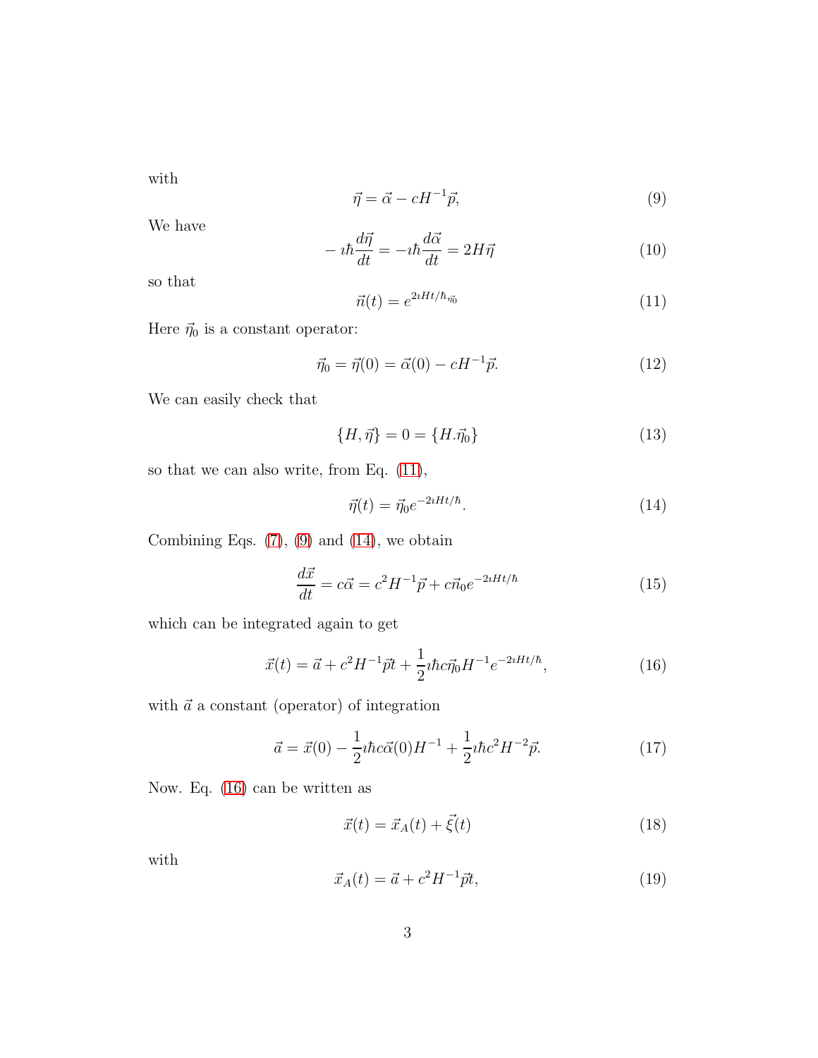with

$$\vec{\eta} = \vec{\alpha} - cH^{-1}\vec{p}, \tag{9}$$

We have

$$-\imath\hbar\frac{d\vec{\eta}}{dt} = -\imath\hbar\frac{d\vec{\alpha}}{dt} = 2H\vec{\eta} \tag{10}$$

so that

$$\vec{n}(t) = e^{2\imath Ht/\hbar_{\vec{\eta}_0}} \tag{11}$$

Here $\vec{\eta}_0$ is a constant operator:

$$\vec{\eta}_0 = \vec{\eta}(0) = \vec{\alpha}(0) - cH^{-1}\vec{p}. \tag{12}$$

We can easily check that

$$\{H, \vec{\eta}\} = 0 = \{H.\vec{\eta}_0\} \tag{13}$$

so that we can also write, from Eq. (11),

$$\vec{\eta}(t) = \vec{\eta}_0 e^{-2\imath Ht/\hbar}. \tag{14}$$

Combining Eqs. (7), (9) and (14), we obtain

$$\frac{d\vec{x}}{dt} = c\vec{\alpha} = c^2H^{-1}\vec{p} + c\vec{n}_0 e^{-2\imath Ht/\hbar} \tag{15}$$

which can be integrated again to get

$$\vec{x}(t) = \vec{a} + c^2H^{-1}\vec{p}t + \frac{1}{2}\imath\hbar c\vec{\eta}_0 H^{-1} e^{-2\imath Ht/\hbar}, \tag{16}$$

with $\vec{a}$ a constant (operator) of integration

$$\vec{a} = \vec{x}(0) - \frac{1}{2}\imath\hbar c\vec{\alpha}(0)H^{-1} + \frac{1}{2}\imath\hbar c^2 H^{-2}\vec{p}. \tag{17}$$

Now. Eq. (16) can be written as

$$\vec{x}(t) = \vec{x}_A(t) + \vec{\xi}(t) \tag{18}$$

with

$$\vec{x}_A(t) = \vec{a} + c^2H^{-1}\vec{p}t, \tag{19}$$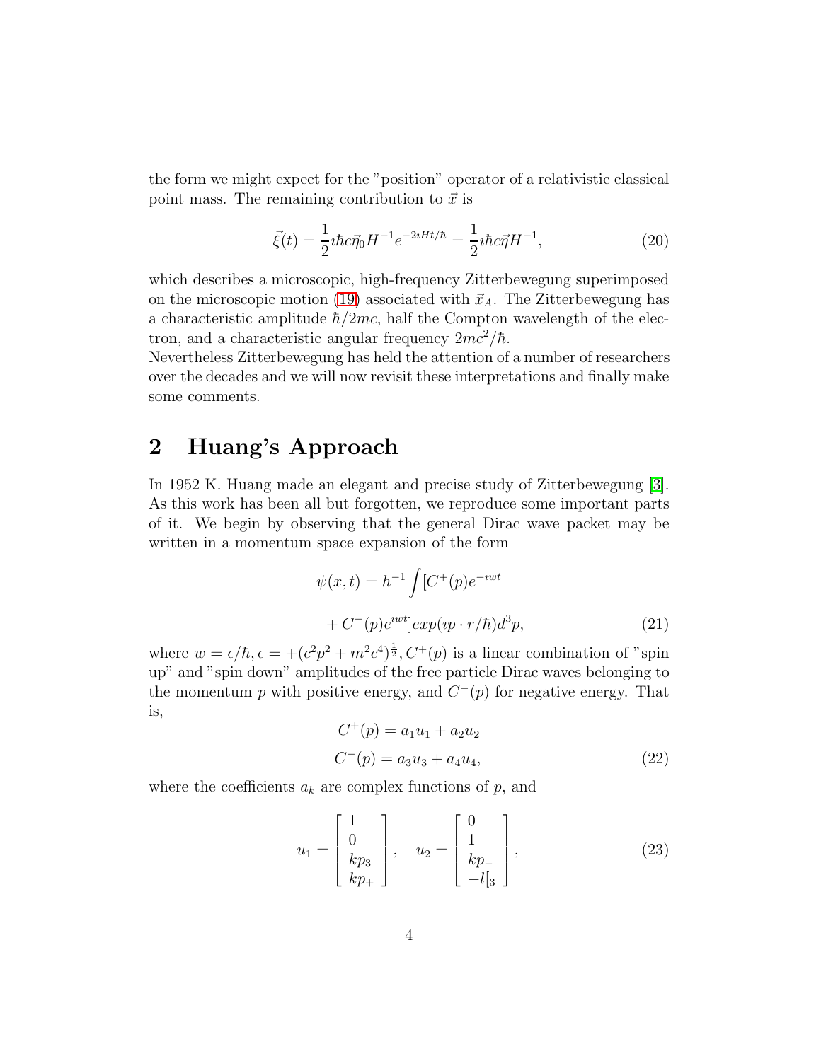the form we might expect for the "position" operator of a relativistic classical point mass. The remaining contribution to $\vec{x}$ is

$$\vec{\xi}(t) = \frac{1}{2}\imath\hbar c\vec{\eta}_0 H^{-1} e^{-2\imath Ht/\hbar} = \frac{1}{2}\imath\hbar c\vec{\eta} H^{-1}, \tag{20}$$

which describes a microscopic, high-frequency Zitterbewegung superimposed on the microscopic motion (19) associated with $\vec{x}_A$. The Zitterbewegung has a characteristic amplitude $\hbar/2mc$, half the Compton wavelength of the electron, and a characteristic angular frequency $2mc^2/\hbar$.
Nevertheless Zitterbewegung has held the attention of a number of researchers over the decades and we will now revisit these interpretations and finally make some comments.

## 2 Huang's Approach

In 1952 K. Huang made an elegant and precise study of Zitterbewegung [3]. As this work has been all but forgotten, we reproduce some important parts of it. We begin by observing that the general Dirac wave packet may be written in a momentum space expansion of the form

$$\psi(x,t) = h^{-1}\int [C^+(p)e^{-\imath wt} + C^-(p)e^{\imath wt}] exp(\imath p\cdot r/\hbar) d^3p, \tag{21}$$

where $w = \epsilon/\hbar, \epsilon = +(c^2p^2 + m^2c^4)^{\frac{1}{2}}, C^+(p)$ is a linear combination of "spin up" and "spin down" amplitudes of the free particle Dirac waves belonging to the momentum $p$ with positive energy, and $C^-(p)$ for negative energy. That is,

$$C^+(p) = a_1 u_1 + a_2 u_2$$
$$C^-(p) = a_3 u_3 + a_4 u_4, \tag{22}$$

where the coefficients $a_k$ are complex functions of $p$, and

$$u_1 = \begin{bmatrix} 1 \\ 0 \\ kp_3 \\ kp_+ \end{bmatrix}, \quad u_2 = \begin{bmatrix} 0 \\ 1 \\ kp_- \\ -l[_3 \end{bmatrix}, \tag{23}$$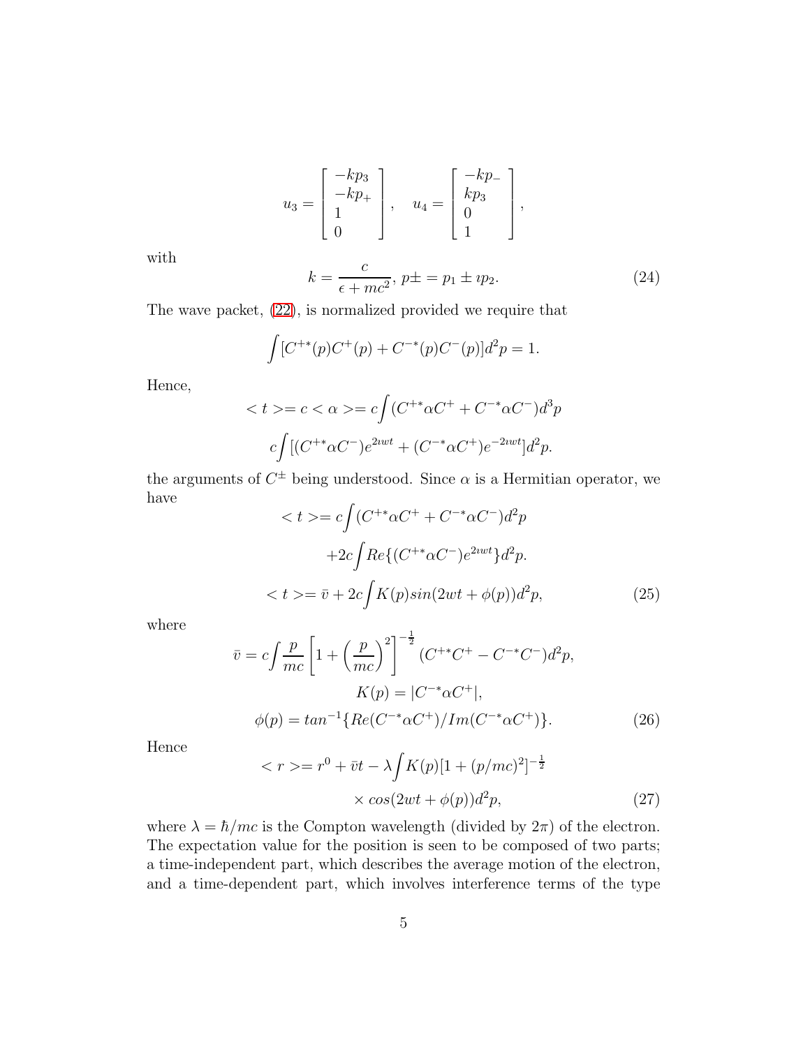$$u_3 = \left[ \begin{array}{l} -kp_3 \\ -kp_+ \\ 1 \\ 0 \end{array} \right], \quad u_4 = \left[ \begin{array}{l} -kp_- \\ kp_3 \\ 0 \\ 1 \end{array} \right],$$

with

$$k = \frac{c}{\epsilon + mc^2}, \; p\pm = p_1 \pm \imath p_2. \tag{24}$$

The wave packet, (22), is normalized provided we require that

$$\int [C^{+*}(p)C^+(p) + C^{-*}(p)C^-(p)]d^2p = 1.$$

Hence,

$$< t >= c < \alpha >= c\int (C^{+*}\alpha C^+ + C^{-*}\alpha C^-)d^3p$$

$$c\int [(C^{+*}\alpha C^-)e^{2\imath wt} + (C^{-*}\alpha C^+)e^{-2\imath wt}]d^2p.$$

the arguments of $C^{\pm}$ being understood. Since $\alpha$ is a Hermitian operator, we have

$$< t >= c\int (C^{+*}\alpha C^+ + C^{-*}\alpha C^-)d^2p$$

$$+2c\int Re\{(C^{+*}\alpha C^-)e^{2\imath wt}\}d^2p.$$

$$< t >= \bar{v} + 2c\int K(p) sin(2wt + \phi(p))d^2p, \tag{25}$$

where

$$\bar{v} = c\int \frac{p}{mc}\left[1 + \left(\frac{p}{mc}\right)^2\right]^{-\frac{1}{2}} (C^{+*}C^+ - C^{-*}C^-)d^2p,$$

$$K(p) = |C^{-*}\alpha C^+|,$$

$$\phi(p) = tan^{-1}\{Re(C^{-*}\alpha C^+)/Im(C^{-*}\alpha C^+)\}. \tag{26}$$

Hence

$$< r >= r^0 + \bar{v}t - \lambda\int K(p)[1 + (p/mc)^2]^{-\frac{1}{2}}$$

$$\times cos(2wt + \phi(p))d^2p, \tag{27}$$

where $\lambda = \hbar/mc$ is the Compton wavelength (divided by $2\pi$) of the electron. The expectation value for the position is seen to be composed of two parts; a time-independent part, which describes the average motion of the electron, and a time-dependent part, which involves interference terms of the type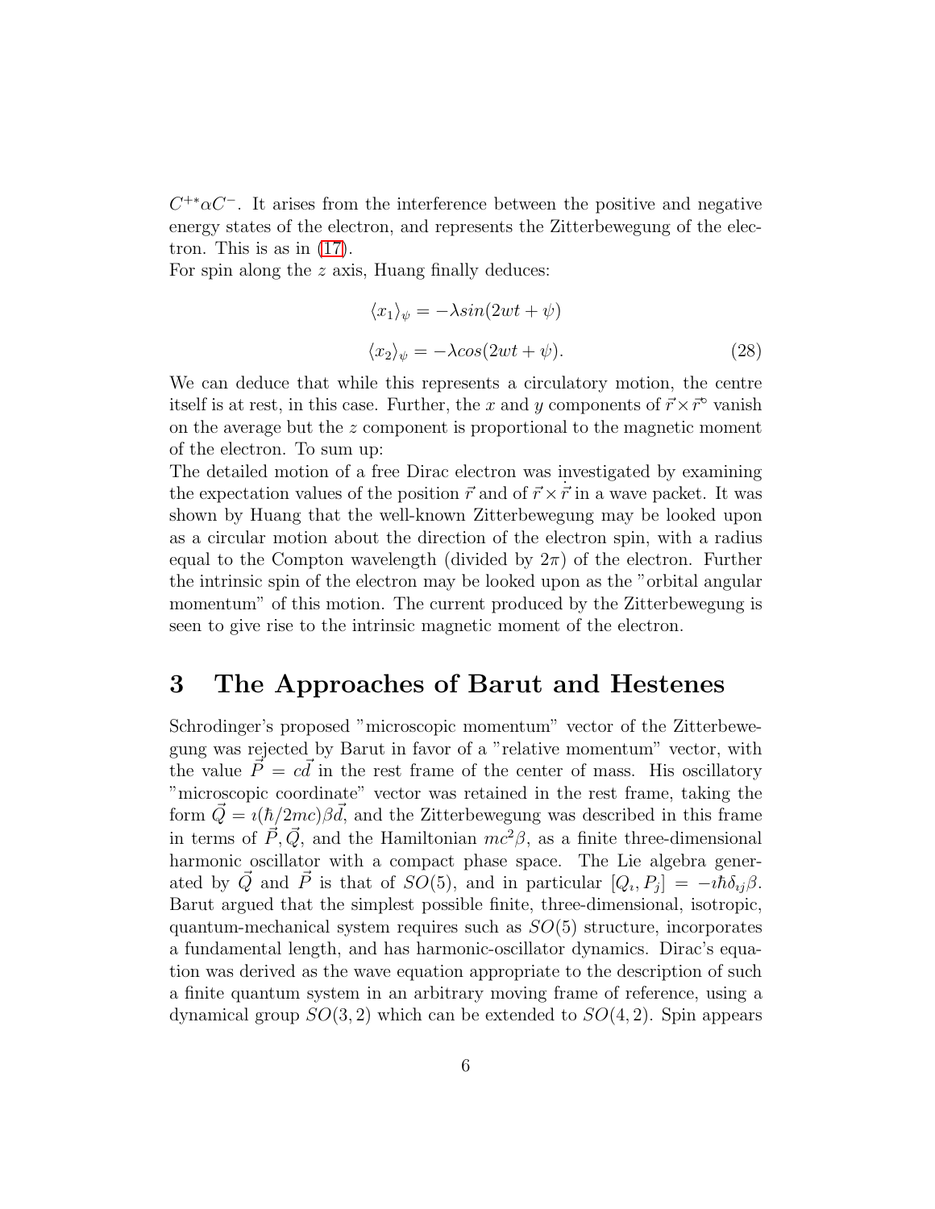$C^{+*}\alpha C^{-}$. It arises from the interference between the positive and negative energy states of the electron, and represents the Zitterbewegung of the electron. This is as in (17).

For spin along the $z$ axis, Huang finally deduces:

$$\langle x_1 \rangle_\psi = -\lambda sin(2wt + \psi)$$

$$\langle x_2 \rangle_\psi = -\lambda cos(2wt + \psi). \tag{28}$$

We can deduce that while this represents a circulatory motion, the centre itself is at rest, in this case. Further, the $x$ and $y$ components of $\vec{r} \times \vec{r}^{\circ}$ vanish on the average but the $z$ component is proportional to the magnetic moment of the electron. To sum up:

The detailed motion of a free Dirac electron was investigated by examining the expectation values of the position $\vec{r}$ and of $\vec{r} \times \dot{\vec{r}}$ in a wave packet. It was shown by Huang that the well-known Zitterbewegung may be looked upon as a circular motion about the direction of the electron spin, with a radius equal to the Compton wavelength (divided by $2\pi$) of the electron. Further the intrinsic spin of the electron may be looked upon as the "orbital angular momentum" of this motion. The current produced by the Zitterbewegung is seen to give rise to the intrinsic magnetic moment of the electron.

# 3 The Approaches of Barut and Hestenes

Schrodinger's proposed "microscopic momentum" vector of the Zitterbewegung was rejected by Barut in favor of a "relative momentum" vector, with the value $\vec{P} = c\vec{d}$ in the rest frame of the center of mass. His oscillatory "microscopic coordinate" vector was retained in the rest frame, taking the form $\vec{Q} = \imath(\hbar/2mc)\beta\vec{d}$, and the Zitterbewegung was described in this frame in terms of $\vec{P}, \vec{Q}$, and the Hamiltonian $mc^2\beta$, as a finite three-dimensional harmonic oscillator with a compact phase space. The Lie algebra generated by $\vec{Q}$ and $\vec{P}$ is that of $SO(5)$, and in particular $[Q_\imath, P_\jmath] = -\imath\hbar\delta_{\imath\jmath}\beta$. Barut argued that the simplest possible finite, three-dimensional, isotropic, quantum-mechanical system requires such as $SO(5)$ structure, incorporates a fundamental length, and has harmonic-oscillator dynamics. Dirac's equation was derived as the wave equation appropriate to the description of such a finite quantum system in an arbitrary moving frame of reference, using a dynamical group $SO(3, 2)$ which can be extended to $SO(4, 2)$. Spin appears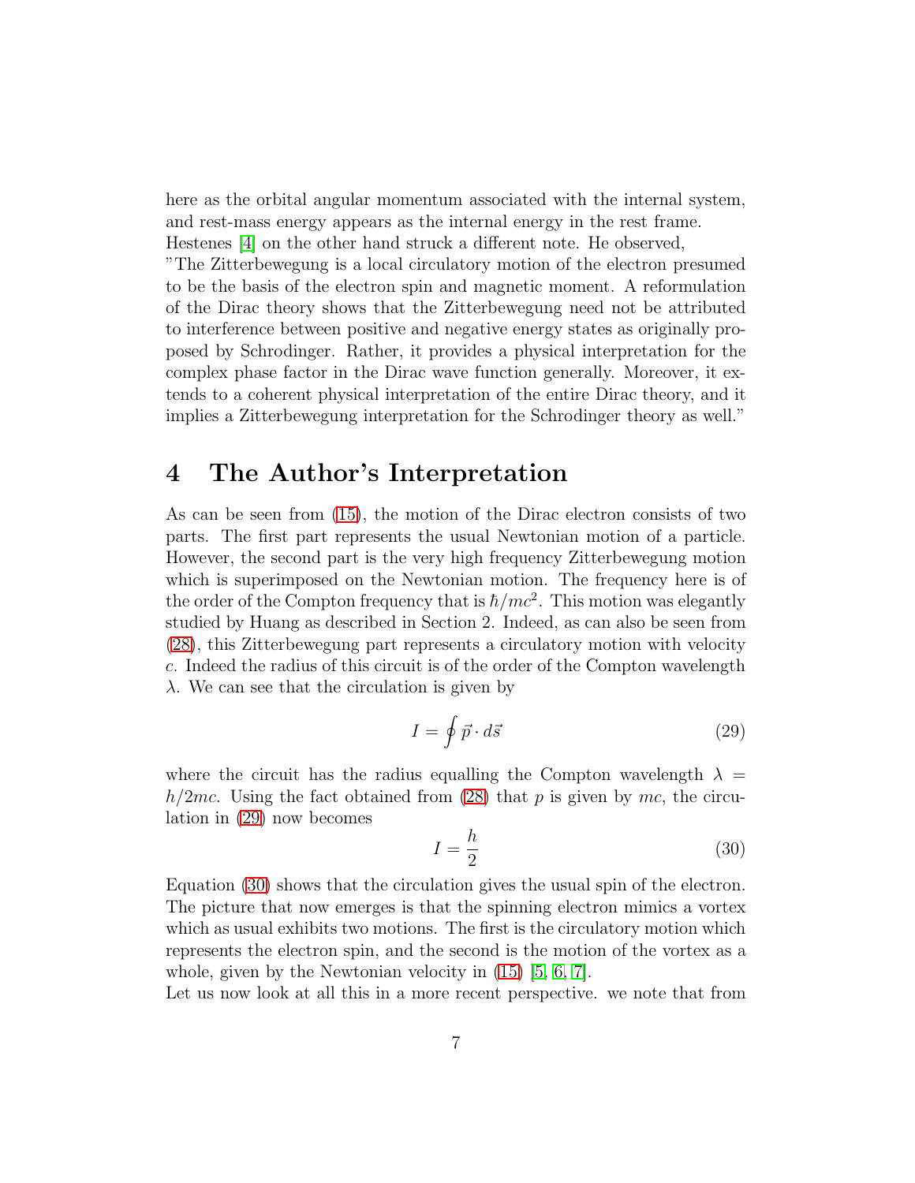here as the orbital angular momentum associated with the internal system, and rest-mass energy appears as the internal energy in the rest frame.
Hestenes [4] on the other hand struck a different note. He observed,
"The Zitterbewegung is a local circulatory motion of the electron presumed to be the basis of the electron spin and magnetic moment. A reformulation of the Dirac theory shows that the Zitterbewegung need not be attributed to interference between positive and negative energy states as originally proposed by Schrodinger. Rather, it provides a physical interpretation for the complex phase factor in the Dirac wave function generally. Moreover, it extends to a coherent physical interpretation of the entire Dirac theory, and it implies a Zitterbewegung interpretation for the Schrodinger theory as well."

## 4 The Author's Interpretation

As can be seen from (15), the motion of the Dirac electron consists of two parts. The first part represents the usual Newtonian motion of a particle. However, the second part is the very high frequency Zitterbewegung motion which is superimposed on the Newtonian motion. The frequency here is of the order of the Compton frequency that is $\hbar/mc^2$. This motion was elegantly studied by Huang as described in Section 2. Indeed, as can also be seen from (28), this Zitterbewegung part represents a circulatory motion with velocity $c$. Indeed the radius of this circuit is of the order of the Compton wavelength $\lambda$. We can see that the circulation is given by

$$I = \oint \vec{p} \cdot d\vec{s} \tag{29}$$

where the circuit has the radius equalling the Compton wavelength $\lambda = h/2mc$. Using the fact obtained from (28) that $p$ is given by $mc$, the circulation in (29) now becomes

$$I = \frac{h}{2} \tag{30}$$

Equation (30) shows that the circulation gives the usual spin of the electron. The picture that now emerges is that the spinning electron mimics a vortex which as usual exhibits two motions. The first is the circulatory motion which represents the electron spin, and the second is the motion of the vortex as a whole, given by the Newtonian velocity in (15) [5, 6, 7].
Let us now look at all this in a more recent perspective. we note that from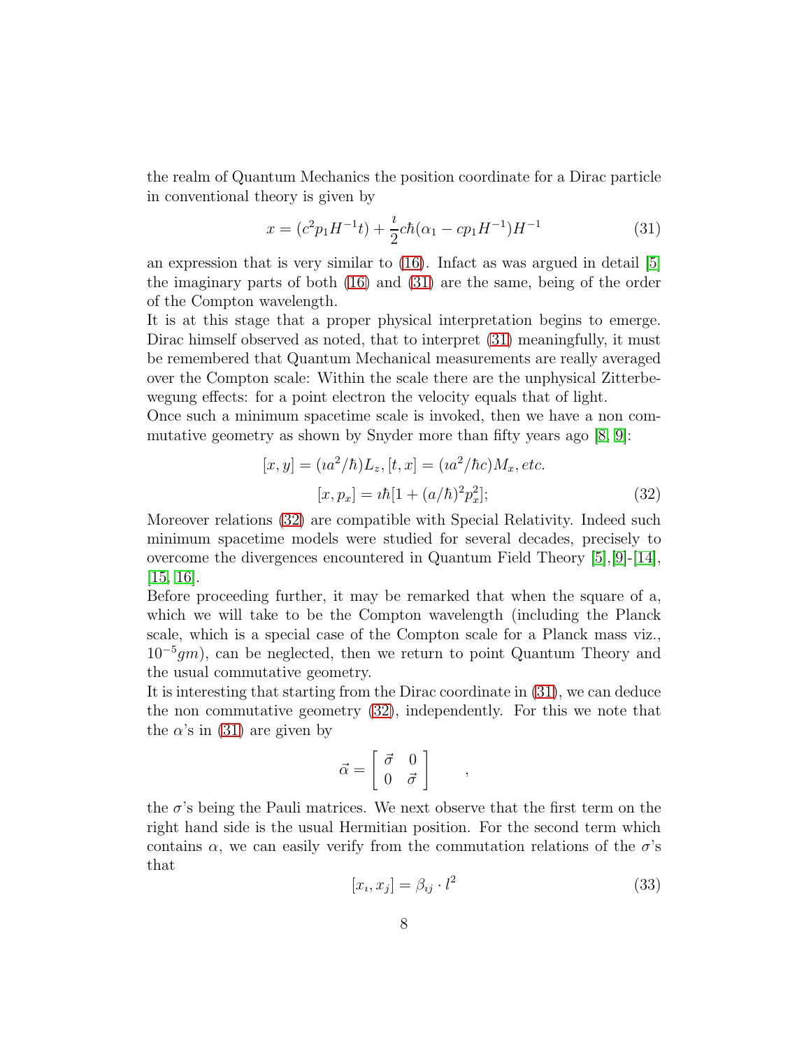the realm of Quantum Mechanics the position coordinate for a Dirac particle in conventional theory is given by

$$x = (c^2 p_1 H^{-1} t) + \frac{\imath}{2} c\hbar (\alpha_1 - c p_1 H^{-1}) H^{-1} \tag{31}$$

an expression that is very similar to (16). Infact as was argued in detail [5] the imaginary parts of both (16) and (31) are the same, being of the order of the Compton wavelength.

It is at this stage that a proper physical interpretation begins to emerge. Dirac himself observed as noted, that to interpret (31) meaningfully, it must be remembered that Quantum Mechanical measurements are really averaged over the Compton scale: Within the scale there are the unphysical Zitterbewegung effects: for a point electron the velocity equals that of light.

Once such a minimum spacetime scale is invoked, then we have a non commutative geometry as shown by Snyder more than fifty years ago [8, 9]:

$$[x, y] = (\imath a^2/\hbar) L_z, [t, x] = (\imath a^2/\hbar c) M_x, etc.$$

$$[x, p_x] = \imath\hbar[1 + (a/\hbar)^2 p_x^2]; \tag{32}$$

Moreover relations (32) are compatible with Special Relativity. Indeed such minimum spacetime models were studied for several decades, precisely to overcome the divergences encountered in Quantum Field Theory [5],[9]-[14], [15, 16].

Before proceeding further, it may be remarked that when the square of a, which we will take to be the Compton wavelength (including the Planck scale, which is a special case of the Compton scale for a Planck mass viz., $10^{-5} gm$), can be neglected, then we return to point Quantum Theory and the usual commutative geometry.

It is interesting that starting from the Dirac coordinate in (31), we can deduce the non commutative geometry (32), independently. For this we note that the $\alpha$'s in (31) are given by

$$\vec{\alpha} = \left[ \begin{array}{cc} \vec{\sigma} & 0 \\ 0 & \vec{\sigma} \end{array} \right] \quad ,$$

the $\sigma$'s being the Pauli matrices. We next observe that the first term on the right hand side is the usual Hermitian position. For the second term which contains $\alpha$, we can easily verify from the commutation relations of the $\sigma$'s that

$$[x_\imath, x_j] = \beta_{\imath j} \cdot l^2 \tag{33}$$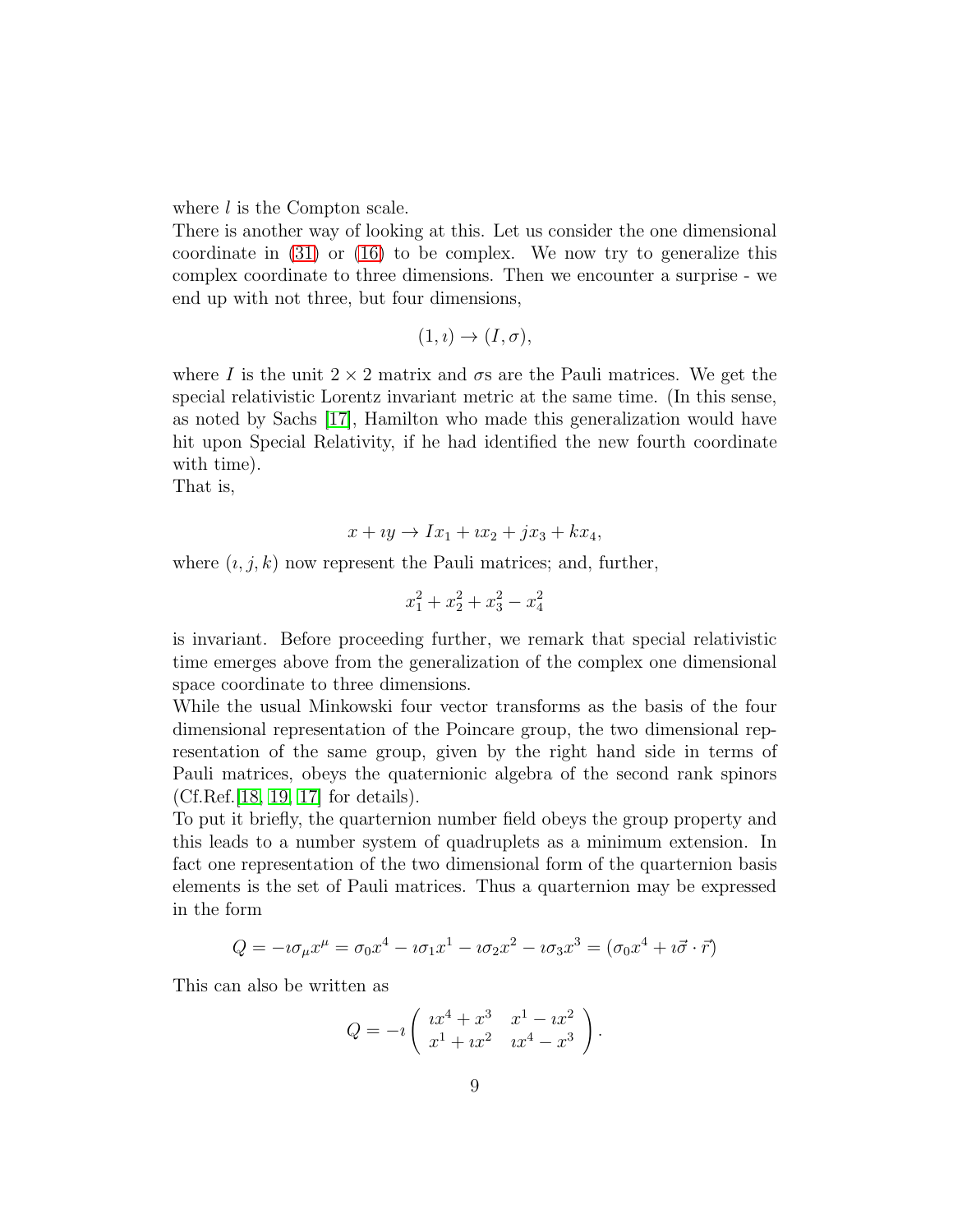where $l$ is the Compton scale.

There is another way of looking at this. Let us consider the one dimensional coordinate in (31) or (16) to be complex. We now try to generalize this complex coordinate to three dimensions. Then we encounter a surprise - we end up with not three, but four dimensions,

$$(1, \imath) \to (I, \sigma),$$

where $I$ is the unit $2 \times 2$ matrix and $\sigma$s are the Pauli matrices. We get the special relativistic Lorentz invariant metric at the same time. (In this sense, as noted by Sachs [17], Hamilton who made this generalization would have hit upon Special Relativity, if he had identified the new fourth coordinate with time).

That is,

$$x + \imath y \to I x_1 + \imath x_2 + j x_3 + k x_4,$$

where $(\imath, j, k)$ now represent the Pauli matrices; and, further,

$$x_1^2 + x_2^2 + x_3^2 - x_4^2$$

is invariant. Before proceeding further, we remark that special relativistic time emerges above from the generalization of the complex one dimensional space coordinate to three dimensions.

While the usual Minkowski four vector transforms as the basis of the four dimensional representation of the Poincare group, the two dimensional representation of the same group, given by the right hand side in terms of Pauli matrices, obeys the quaternionic algebra of the second rank spinors (Cf.Ref.[18, 19, 17] for details).

To put it briefly, the quarternion number field obeys the group property and this leads to a number system of quadruplets as a minimum extension. In fact one representation of the two dimensional form of the quarternion basis elements is the set of Pauli matrices. Thus a quarternion may be expressed in the form

$$Q = -\imath \sigma_\mu x^\mu = \sigma_0 x^4 - \imath \sigma_1 x^1 - \imath \sigma_2 x^2 - \imath \sigma_3 x^3 = (\sigma_0 x^4 + \imath \vec{\sigma} \cdot \vec{r})$$

This can also be written as

$$Q = -\imath \begin{pmatrix} \imath x^4 + x^3 & x^1 - \imath x^2 \\ x^1 + \imath x^2 & \imath x^4 - x^3 \end{pmatrix}.$$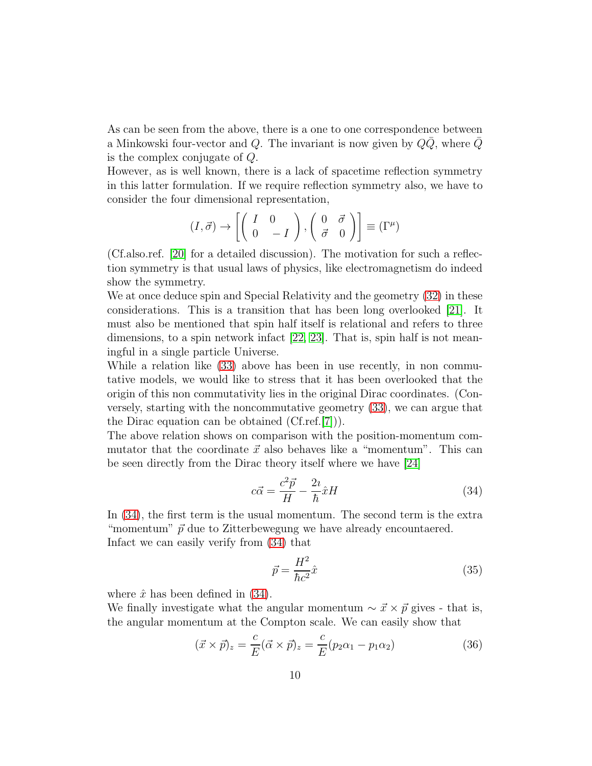As can be seen from the above, there is a one to one correspondence between a Minkowski four-vector and $Q$. The invariant is now given by $Q\bar{Q}$, where $\bar{Q}$ is the complex conjugate of $Q$.

However, as is well known, there is a lack of spacetime reflection symmetry in this latter formulation. If we require reflection symmetry also, we have to consider the four dimensional representation,

$$(I, \vec{\sigma}) \to \left[ \left( \begin{array}{cc} I & 0 \\ 0 & -I \end{array} \right), \left( \begin{array}{cc} 0 & \vec{\sigma} \\ \vec{\sigma} & 0 \end{array} \right) \right] \equiv (\Gamma^\mu)$$

(Cf.also.ref. [20] for a detailed discussion). The motivation for such a reflection symmetry is that usual laws of physics, like electromagnetism do indeed show the symmetry.

We at once deduce spin and Special Relativity and the geometry (32) in these considerations. This is a transition that has been long overlooked [21]. It must also be mentioned that spin half itself is relational and refers to three dimensions, to a spin network infact [22, 23]. That is, spin half is not meaningful in a single particle Universe.

While a relation like (33) above has been in use recently, in non commutative models, we would like to stress that it has been overlooked that the origin of this non commutativity lies in the original Dirac coordinates. (Conversely, starting with the noncommutative geometry (33), we can argue that the Dirac equation can be obtained (Cf.ref.[7])).

The above relation shows on comparison with the position-momentum commutator that the coordinate $\vec{x}$ also behaves like a "momentum". This can be seen directly from the Dirac theory itself where we have [24]

$$c\vec{\alpha} = \frac{c^2\vec{p}}{H} - \frac{2\imath}{\hbar}\hat{x}H \tag{34}$$

In (34), the first term is the usual momentum. The second term is the extra "momentum" $\vec{p}$ due to Zitterbewegung we have already encountaered.

Infact we can easily verify from (34) that

$$\vec{p} = \frac{H^2}{\hbar c^2}\hat{x} \tag{35}$$

where $\hat{x}$ has been defined in (34).

We finally investigate what the angular momentum $\sim \vec{x} \times \vec{p}$ gives - that is, the angular momentum at the Compton scale. We can easily show that

$$(\vec{x} \times \vec{p})_z = \frac{c}{E}(\vec{\alpha} \times \vec{p})_z = \frac{c}{E}(p_2\alpha_1 - p_1\alpha_2) \tag{36}$$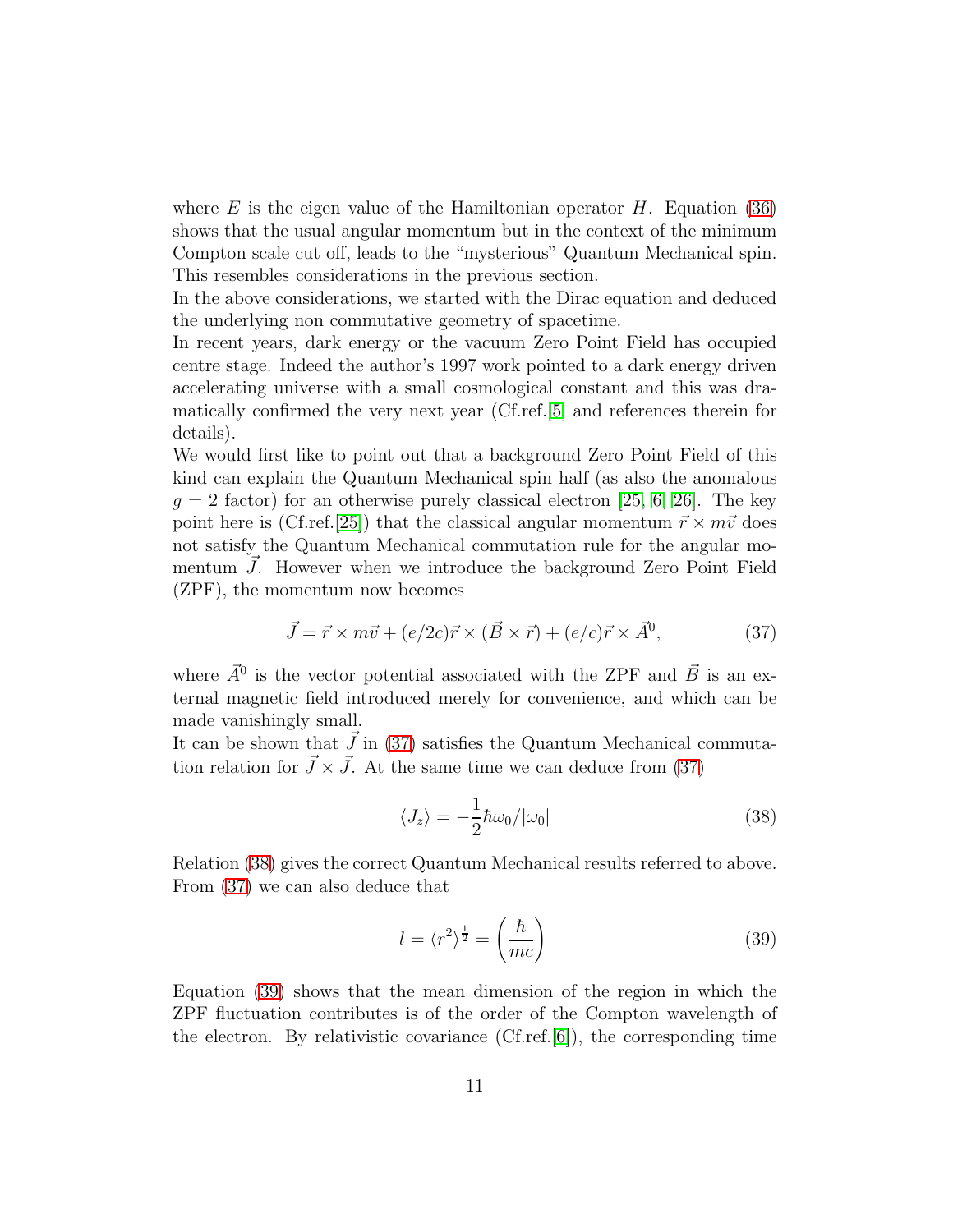where $E$ is the eigen value of the Hamiltonian operator $H$. Equation (36) shows that the usual angular momentum but in the context of the minimum Compton scale cut off, leads to the "mysterious" Quantum Mechanical spin. This resembles considerations in the previous section.
In the above considerations, we started with the Dirac equation and deduced the underlying non commutative geometry of spacetime.
In recent years, dark energy or the vacuum Zero Point Field has occupied centre stage. Indeed the author's 1997 work pointed to a dark energy driven accelerating universe with a small cosmological constant and this was dramatically confirmed the very next year (Cf.ref.[5] and references therein for details).
We would first like to point out that a background Zero Point Field of this kind can explain the Quantum Mechanical spin half (as also the anomalous $g = 2$ factor) for an otherwise purely classical electron [25, 6, 26]. The key point here is (Cf.ref.[25]) that the classical angular momentum $\vec{r} \times m\vec{v}$ does not satisfy the Quantum Mechanical commutation rule for the angular momentum $\vec{J}$. However when we introduce the background Zero Point Field (ZPF), the momentum now becomes

$$\vec{J} = \vec{r} \times m\vec{v} + (e/2c)\vec{r} \times (\vec{B} \times \vec{r}) + (e/c)\vec{r} \times \vec{A}^0, \tag{37}$$

where $\vec{A}^0$ is the vector potential associated with the ZPF and $\vec{B}$ is an external magnetic field introduced merely for convenience, and which can be made vanishingly small.
It can be shown that $\vec{J}$ in (37) satisfies the Quantum Mechanical commutation relation for $\vec{J} \times \vec{J}$. At the same time we can deduce from (37)

$$\langle J_z \rangle = -\frac{1}{2}\hbar\omega_0/|\omega_0| \tag{38}$$

Relation (38) gives the correct Quantum Mechanical results referred to above. From (37) we can also deduce that

$$l = \langle r^2 \rangle^{\frac{1}{2}} = \left(\frac{\hbar}{mc}\right) \tag{39}$$

Equation (39) shows that the mean dimension of the region in which the ZPF fluctuation contributes is of the order of the Compton wavelength of the electron. By relativistic covariance (Cf.ref.[6]), the corresponding time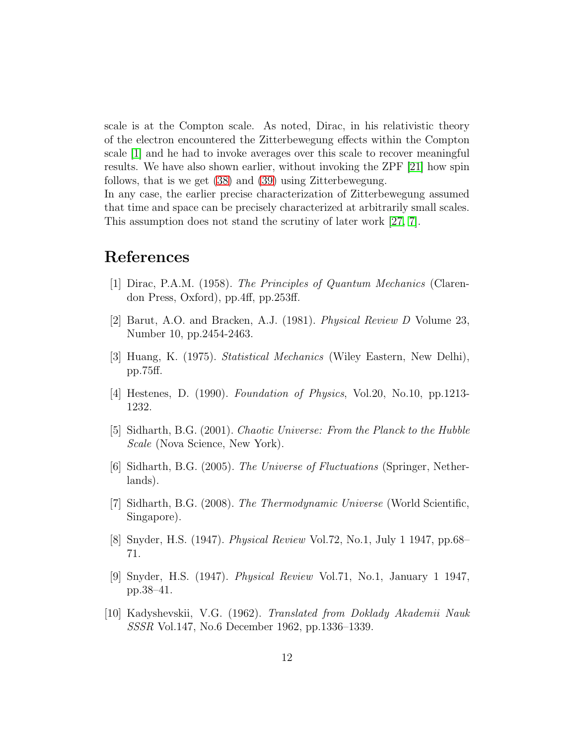scale is at the Compton scale. As noted, Dirac, in his relativistic theory of the electron encountered the Zitterbewegung effects within the Compton scale [1] and he had to invoke averages over this scale to recover meaningful results. We have also shown earlier, without invoking the ZPF [21] how spin follows, that is we get (38) and (39) using Zitterbewegung.
In any case, the earlier precise characterization of Zitterbewegung assumed that time and space can be precisely characterized at arbitrarily small scales. This assumption does not stand the scrutiny of later work [27, 7].

# References

[1] Dirac, P.A.M. (1958). *The Principles of Quantum Mechanics* (Clarendon Press, Oxford), pp.4ff, pp.253ff.

[2] Barut, A.O. and Bracken, A.J. (1981). *Physical Review D* Volume 23, Number 10, pp.2454-2463.

[3] Huang, K. (1975). *Statistical Mechanics* (Wiley Eastern, New Delhi), pp.75ff.

[4] Hestenes, D. (1990). *Foundation of Physics*, Vol.20, No.10, pp.1213-1232.

[5] Sidharth, B.G. (2001). *Chaotic Universe: From the Planck to the Hubble Scale* (Nova Science, New York).

[6] Sidharth, B.G. (2005). *The Universe of Fluctuations* (Springer, Netherlands).

[7] Sidharth, B.G. (2008). *The Thermodynamic Universe* (World Scientific, Singapore).

[8] Snyder, H.S. (1947). *Physical Review* Vol.72, No.1, July 1 1947, pp.68–71.

[9] Snyder, H.S. (1947). *Physical Review* Vol.71, No.1, January 1 1947, pp.38–41.

[10] Kadyshevskii, V.G. (1962). *Translated from Doklady Akademii Nauk SSSR* Vol.147, No.6 December 1962, pp.1336–1339.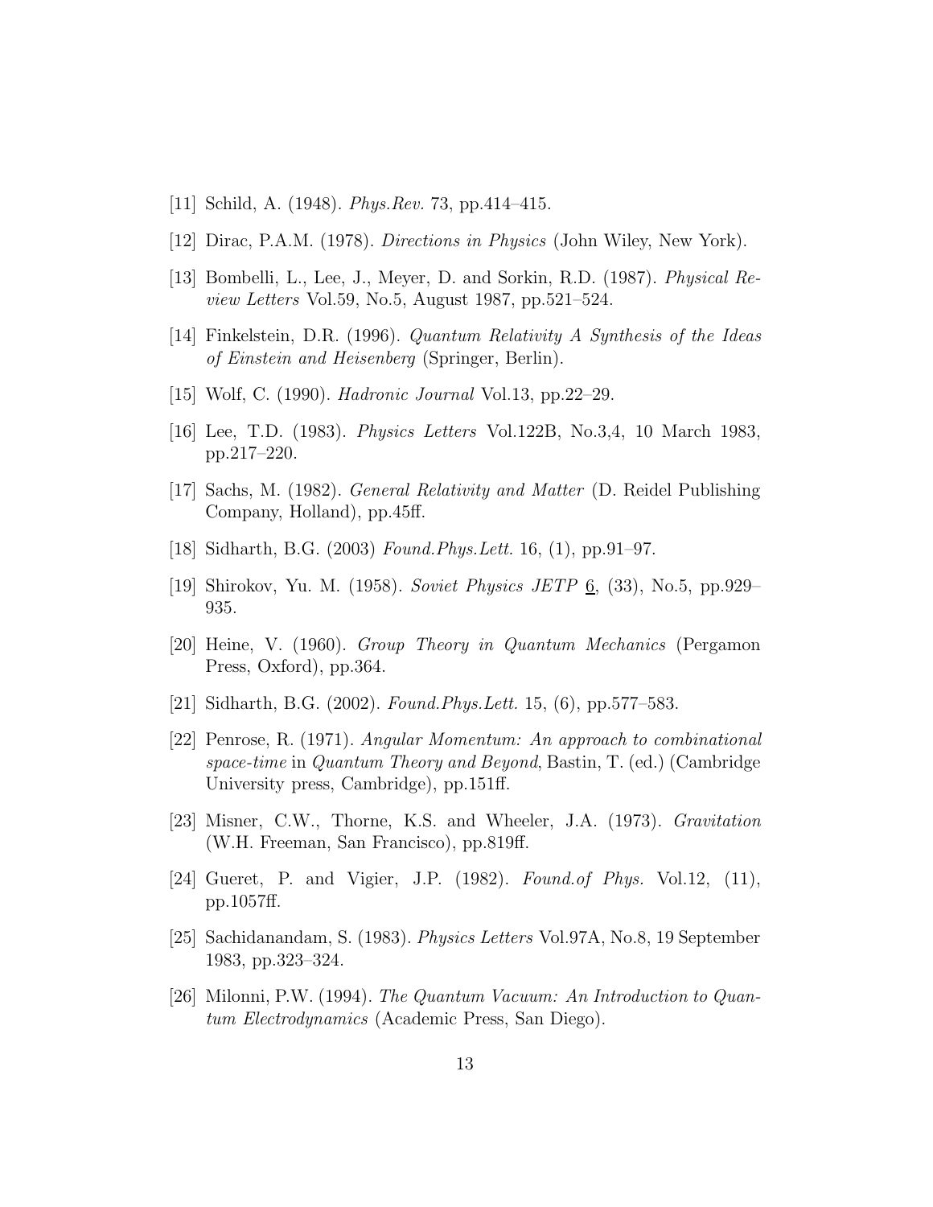[11] Schild, A. (1948). *Phys.Rev.* 73, pp.414–415.

[12] Dirac, P.A.M. (1978). *Directions in Physics* (John Wiley, New York).

[13] Bombelli, L., Lee, J., Meyer, D. and Sorkin, R.D. (1987). *Physical Review Letters* Vol.59, No.5, August 1987, pp.521–524.

[14] Finkelstein, D.R. (1996). *Quantum Relativity A Synthesis of the Ideas of Einstein and Heisenberg* (Springer, Berlin).

[15] Wolf, C. (1990). *Hadronic Journal* Vol.13, pp.22–29.

[16] Lee, T.D. (1983). *Physics Letters* Vol.122B, No.3,4, 10 March 1983, pp.217–220.

[17] Sachs, M. (1982). *General Relativity and Matter* (D. Reidel Publishing Company, Holland), pp.45ff.

[18] Sidharth, B.G. (2003) *Found.Phys.Lett.* 16, (1), pp.91–97.

[19] Shirokov, Yu. M. (1958). *Soviet Physics JETP* 6, (33), No.5, pp.929–935.

[20] Heine, V. (1960). *Group Theory in Quantum Mechanics* (Pergamon Press, Oxford), pp.364.

[21] Sidharth, B.G. (2002). *Found.Phys.Lett.* 15, (6), pp.577–583.

[22] Penrose, R. (1971). *Angular Momentum: An approach to combinational space-time* in *Quantum Theory and Beyond*, Bastin, T. (ed.) (Cambridge University press, Cambridge), pp.151ff.

[23] Misner, C.W., Thorne, K.S. and Wheeler, J.A. (1973). *Gravitation* (W.H. Freeman, San Francisco), pp.819ff.

[24] Gueret, P. and Vigier, J.P. (1982). *Found.of Phys.* Vol.12, (11), pp.1057ff.

[25] Sachidanandam, S. (1983). *Physics Letters* Vol.97A, No.8, 19 September 1983, pp.323–324.

[26] Milonni, P.W. (1994). *The Quantum Vacuum: An Introduction to Quantum Electrodynamics* (Academic Press, San Diego).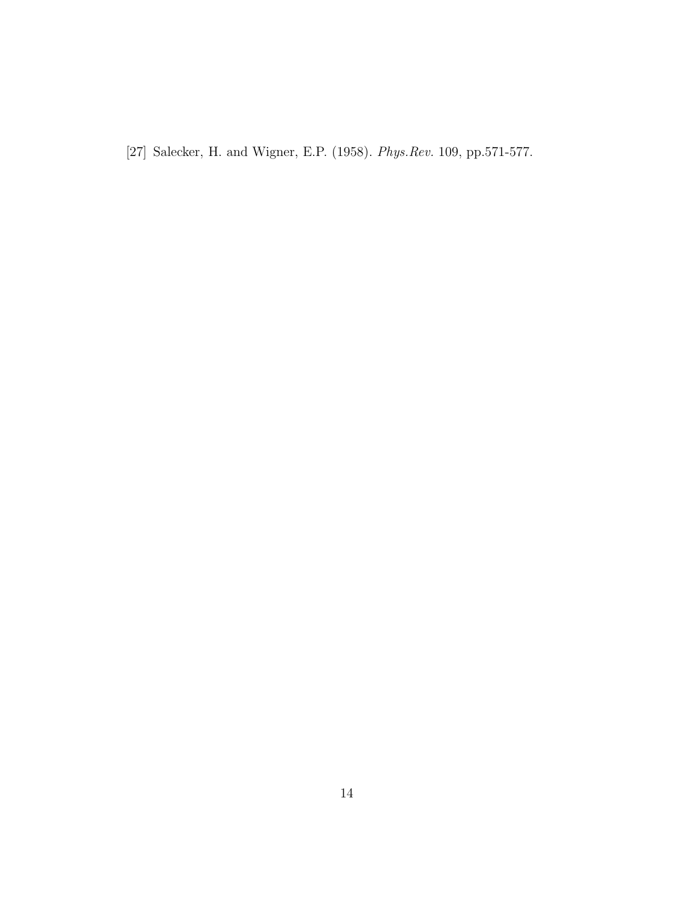[27] Salecker, H. and Wigner, E.P. (1958). *Phys.Rev.* 109, pp.571-577.